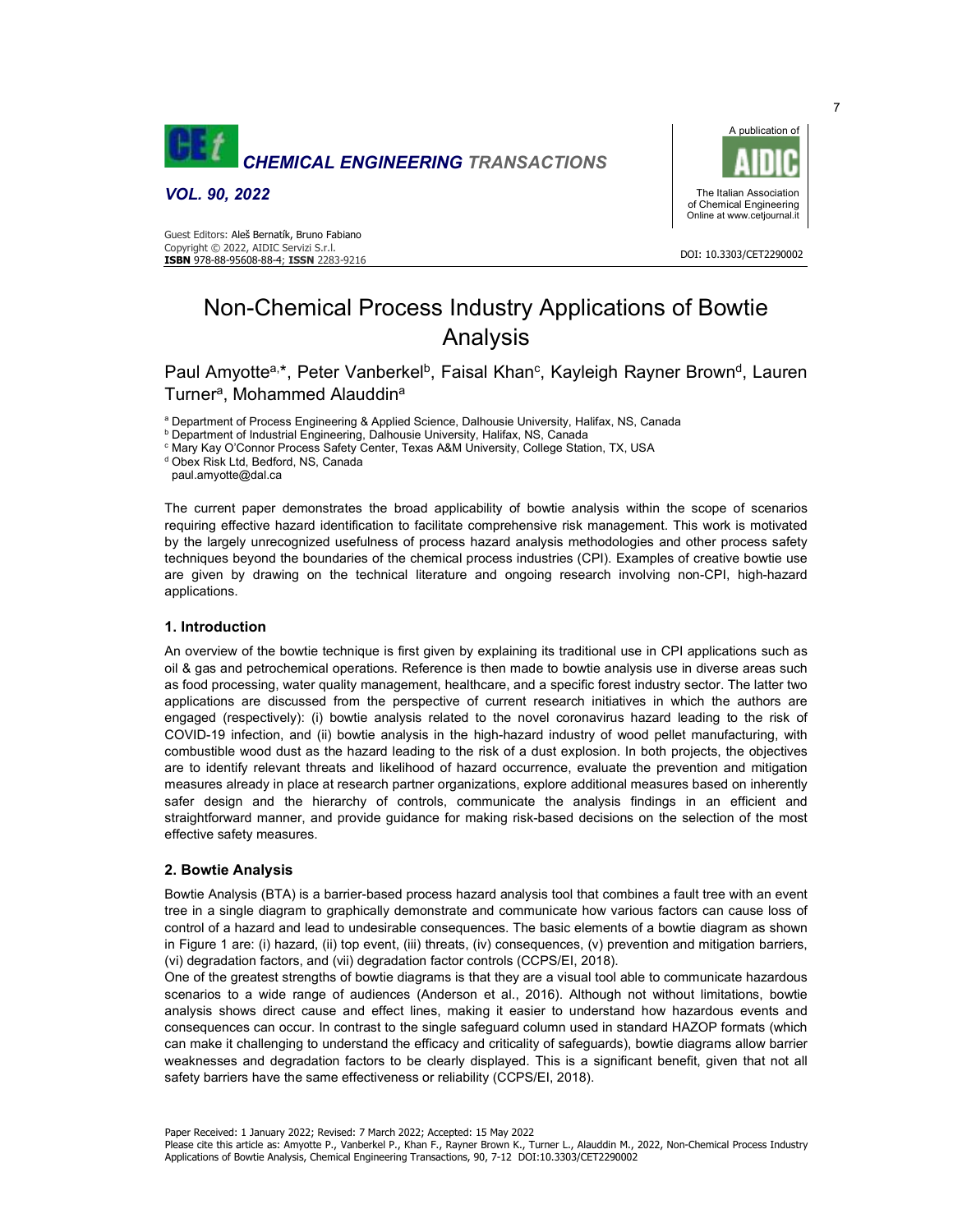# Non-Chemical Process Industry Applications of Bowtie Analysis

Paul Amyotte[a,*], Peter Vanberkel[b], Faisal Khan[c], Kayleigh Rayner Brown[d], Lauren Turner[a], Mohammed Alauddin[a]

[a] Department of Process Engineering & Applied Science, Dalhousie University, Halifax, NS, Canada
[b] Department of Industrial Engineering, Dalhousie University, Halifax, NS, Canada
[c] Mary Kay O'Connor Process Safety Center, Texas A&M University, College Station, TX, USA
[d] Obex Risk Ltd, Bedford, NS, Canada
paul.amyotte@dal.ca

The current paper demonstrates the broad applicability of bowtie analysis within the scope of scenarios requiring effective hazard identification to facilitate comprehensive risk management. This work is motivated by the largely unrecognized usefulness of process hazard analysis methodologies and other process safety techniques beyond the boundaries of the chemical process industries (CPI). Examples of creative bowtie use are given by drawing on the technical literature and ongoing research involving non-CPI, high-hazard applications.

## 1. Introduction

An overview of the bowtie technique is first given by explaining its traditional use in CPI applications such as oil & gas and petrochemical operations. Reference is then made to bowtie analysis use in diverse areas such as food processing, water quality management, healthcare, and a specific forest industry sector. The latter two applications are discussed from the perspective of current research initiatives in which the authors are engaged (respectively): (i) bowtie analysis related to the novel coronavirus hazard leading to the risk of COVID-19 infection, and (ii) bowtie analysis in the high-hazard industry of wood pellet manufacturing, with combustible wood dust as the hazard leading to the risk of a dust explosion. In both projects, the objectives are to identify relevant threats and likelihood of hazard occurrence, evaluate the prevention and mitigation measures already in place at research partner organizations, explore additional measures based on inherently safer design and the hierarchy of controls, communicate the analysis findings in an efficient and straightforward manner, and provide guidance for making risk-based decisions on the selection of the most effective safety measures.

## 2. Bowtie Analysis

Bowtie Analysis (BTA) is a barrier-based process hazard analysis tool that combines a fault tree with an event tree in a single diagram to graphically demonstrate and communicate how various factors can cause loss of control of a hazard and lead to undesirable consequences. The basic elements of a bowtie diagram as shown in Figure 1 are: (i) hazard, (ii) top event, (iii) threats, (iv) consequences, (v) prevention and mitigation barriers, (vi) degradation factors, and (vii) degradation factor controls (CCPS/EI, 2018).

One of the greatest strengths of bowtie diagrams is that they are a visual tool able to communicate hazardous scenarios to a wide range of audiences (Anderson et al., 2016). Although not without limitations, bowtie analysis shows direct cause and effect lines, making it easier to understand how hazardous events and consequences can occur. In contrast to the single safeguard column used in standard HAZOP formats (which can make it challenging to understand the efficacy and criticality of safeguards), bowtie diagrams allow barrier weaknesses and degradation factors to be clearly displayed. This is a significant benefit, given that not all safety barriers have the same effectiveness or reliability (CCPS/EI, 2018).

Paper Received: 1 January 2022; Revised: 7 March 2022; Accepted: 15 May 2022
Please cite this article as: Amyotte P., Vanberkel P., Khan F., Rayner Brown K., Turner L., Alauddin M., 2022, Non-Chemical Process Industry Applications of Bowtie Analysis, Chemical Engineering Transactions, 90, 7-12 DOI:10.3303/CET2290002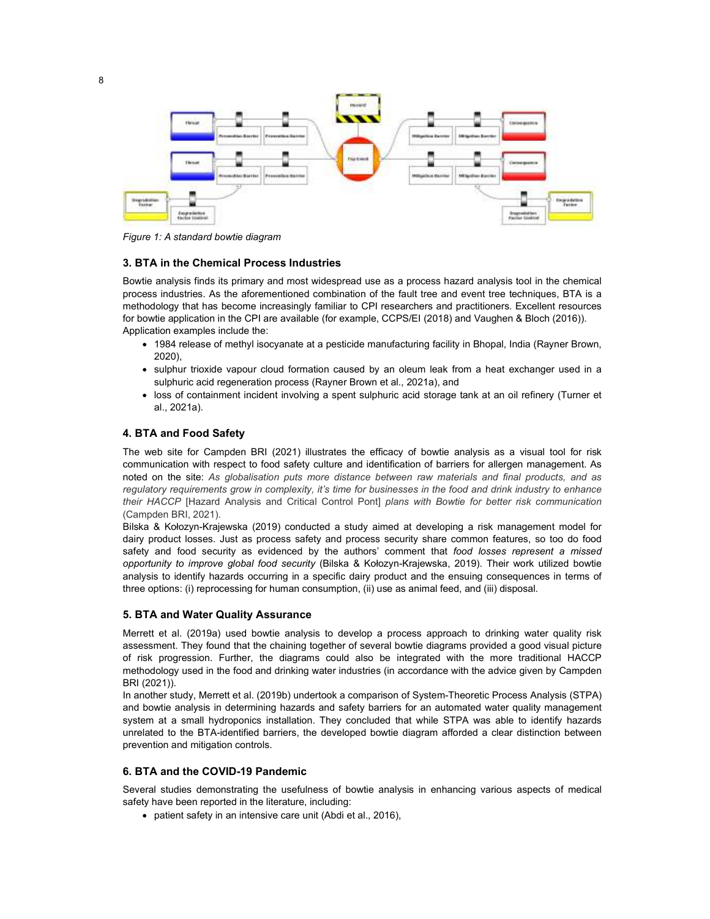Figure 1: A standard bowtie diagram

### 3. BTA in the Chemical Process Industries

Bowtie analysis finds its primary and most widespread use as a process hazard analysis tool in the chemical process industries. As the aforementioned combination of the fault tree and event tree techniques, BTA is a methodology that has become increasingly familiar to CPI researchers and practitioners. Excellent resources for bowtie application in the CPI are available (for example, CCPS/EI (2018) and Vaughen & Bloch (2016)). Application examples include the:

- 1984 release of methyl isocyanate at a pesticide manufacturing facility in Bhopal, India (Rayner Brown, 2020),
- sulphur trioxide vapour cloud formation caused by an oleum leak from a heat exchanger used in a sulphuric acid regeneration process (Rayner Brown et al., 2021a), and
- loss of containment incident involving a spent sulphuric acid storage tank at an oil refinery (Turner et al., 2021a).

### 4. BTA and Food Safety

The web site for Campden BRI (2021) illustrates the efficacy of bowtie analysis as a visual tool for risk communication with respect to food safety culture and identification of barriers for allergen management. As noted on the site: *As globalisation puts more distance between raw materials and final products, and as regulatory requirements grow in complexity, it's time for businesses in the food and drink industry to enhance their HACCP* [Hazard Analysis and Critical Control Pont] *plans with Bowtie for better risk communication* (Campden BRI, 2021).

Bilska & Kołozyn-Krajewska (2019) conducted a study aimed at developing a risk management model for dairy product losses. Just as process safety and process security share common features, so too do food safety and food security as evidenced by the authors' comment that *food losses represent a missed opportunity to improve global food security* (Bilska & Kołozyn-Krajewska, 2019). Their work utilized bowtie analysis to identify hazards occurring in a specific dairy product and the ensuing consequences in terms of three options: (i) reprocessing for human consumption, (ii) use as animal feed, and (iii) disposal.

### 5. BTA and Water Quality Assurance

Merrett et al. (2019a) used bowtie analysis to develop a process approach to drinking water quality risk assessment. They found that the chaining together of several bowtie diagrams provided a good visual picture of risk progression. Further, the diagrams could also be integrated with the more traditional HACCP methodology used in the food and drinking water industries (in accordance with the advice given by Campden BRI (2021)).

In another study, Merrett et al. (2019b) undertook a comparison of System-Theoretic Process Analysis (STPA) and bowtie analysis in determining hazards and safety barriers for an automated water quality management system at a small hydroponics installation. They concluded that while STPA was able to identify hazards unrelated to the BTA-identified barriers, the developed bowtie diagram afforded a clear distinction between prevention and mitigation controls.

### 6. BTA and the COVID-19 Pandemic

Several studies demonstrating the usefulness of bowtie analysis in enhancing various aspects of medical safety have been reported in the literature, including:

- patient safety in an intensive care unit (Abdi et al., 2016),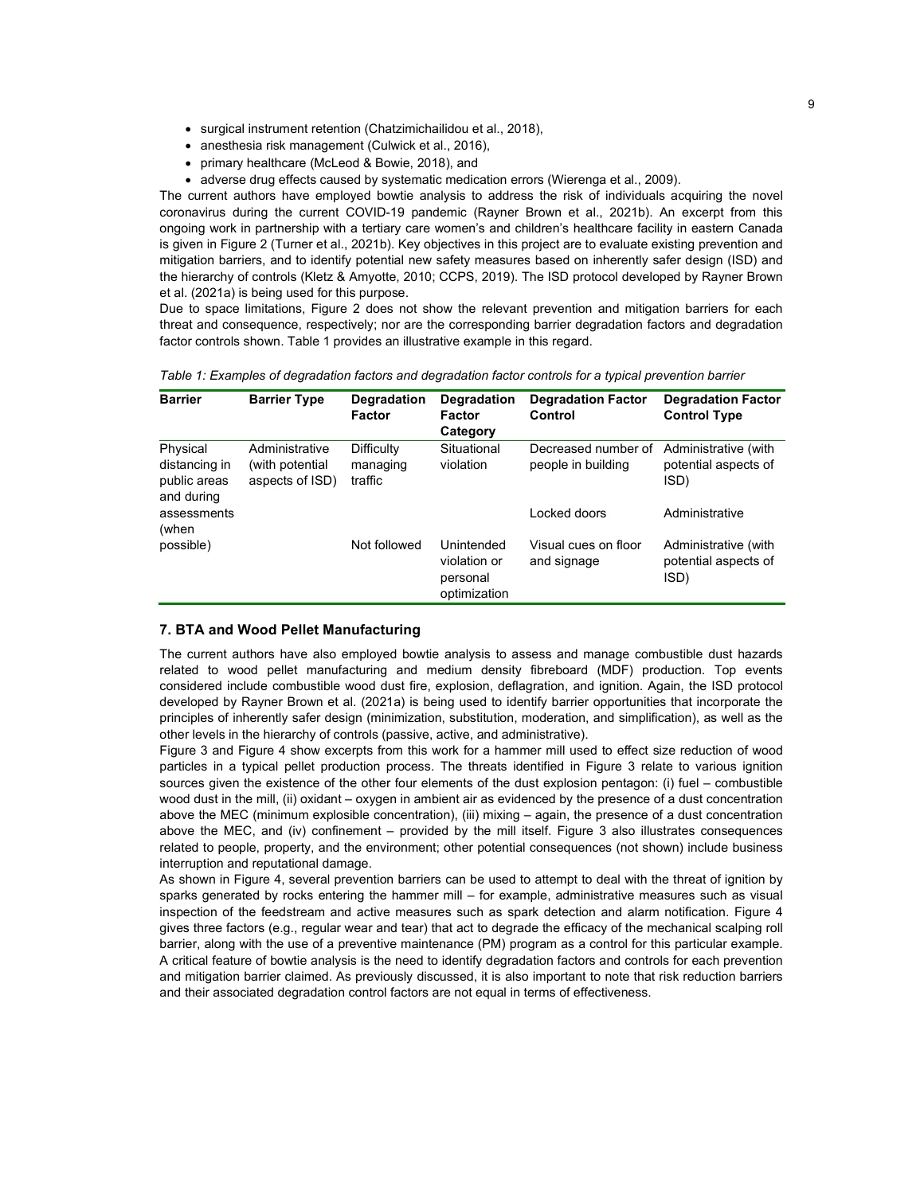- surgical instrument retention (Chatzimichailidou et al., 2018),
- anesthesia risk management (Culwick et al., 2016),
- primary healthcare (McLeod & Bowie, 2018), and
- adverse drug effects caused by systematic medication errors (Wierenga et al., 2009).

The current authors have employed bowtie analysis to address the risk of individuals acquiring the novel coronavirus during the current COVID-19 pandemic (Rayner Brown et al., 2021b). An excerpt from this ongoing work in partnership with a tertiary care women's and children's healthcare facility in eastern Canada is given in Figure 2 (Turner et al., 2021b). Key objectives in this project are to evaluate existing prevention and mitigation barriers, and to identify potential new safety measures based on inherently safer design (ISD) and the hierarchy of controls (Kletz & Amyotte, 2010; CCPS, 2019). The ISD protocol developed by Rayner Brown et al. (2021a) is being used for this purpose.

Due to space limitations, Figure 2 does not show the relevant prevention and mitigation barriers for each threat and consequence, respectively; nor are the corresponding barrier degradation factors and degradation factor controls shown. Table 1 provides an illustrative example in this regard.

*Table 1: Examples of degradation factors and degradation factor controls for a typical prevention barrier*

| Barrier | Barrier Type | Degradation Factor | Degradation Factor Category | Degradation Factor Control | Degradation Factor Control Type |
|---|---|---|---|---|---|
| Physical distancing in public areas and during assessments (when possible) | Administrative (with potential aspects of ISD) | Difficulty managing traffic | Situational violation | Decreased number of people in building | Administrative (with potential aspects of ISD) |
| | | | | Locked doors | Administrative |
| | | Not followed | Unintended violation or personal optimization | Visual cues on floor and signage | Administrative (with potential aspects of ISD) |

## 7. BTA and Wood Pellet Manufacturing

The current authors have also employed bowtie analysis to assess and manage combustible dust hazards related to wood pellet manufacturing and medium density fibreboard (MDF) production. Top events considered include combustible wood dust fire, explosion, deflagration, and ignition. Again, the ISD protocol developed by Rayner Brown et al. (2021a) is being used to identify barrier opportunities that incorporate the principles of inherently safer design (minimization, substitution, moderation, and simplification), as well as the other levels in the hierarchy of controls (passive, active, and administrative).

Figure 3 and Figure 4 show excerpts from this work for a hammer mill used to effect size reduction of wood particles in a typical pellet production process. The threats identified in Figure 3 relate to various ignition sources given the existence of the other four elements of the dust explosion pentagon: (i) fuel – combustible wood dust in the mill, (ii) oxidant – oxygen in ambient air as evidenced by the presence of a dust concentration above the MEC (minimum explosible concentration), (iii) mixing – again, the presence of a dust concentration above the MEC, and (iv) confinement – provided by the mill itself. Figure 3 also illustrates consequences related to people, property, and the environment; other potential consequences (not shown) include business interruption and reputational damage.

As shown in Figure 4, several prevention barriers can be used to attempt to deal with the threat of ignition by sparks generated by rocks entering the hammer mill – for example, administrative measures such as visual inspection of the feedstream and active measures such as spark detection and alarm notification. Figure 4 gives three factors (e.g., regular wear and tear) that act to degrade the efficacy of the mechanical scalping roll barrier, along with the use of a preventive maintenance (PM) program as a control for this particular example. A critical feature of bowtie analysis is the need to identify degradation factors and controls for each prevention and mitigation barrier claimed. As previously discussed, it is also important to note that risk reduction barriers and their associated degradation control factors are not equal in terms of effectiveness.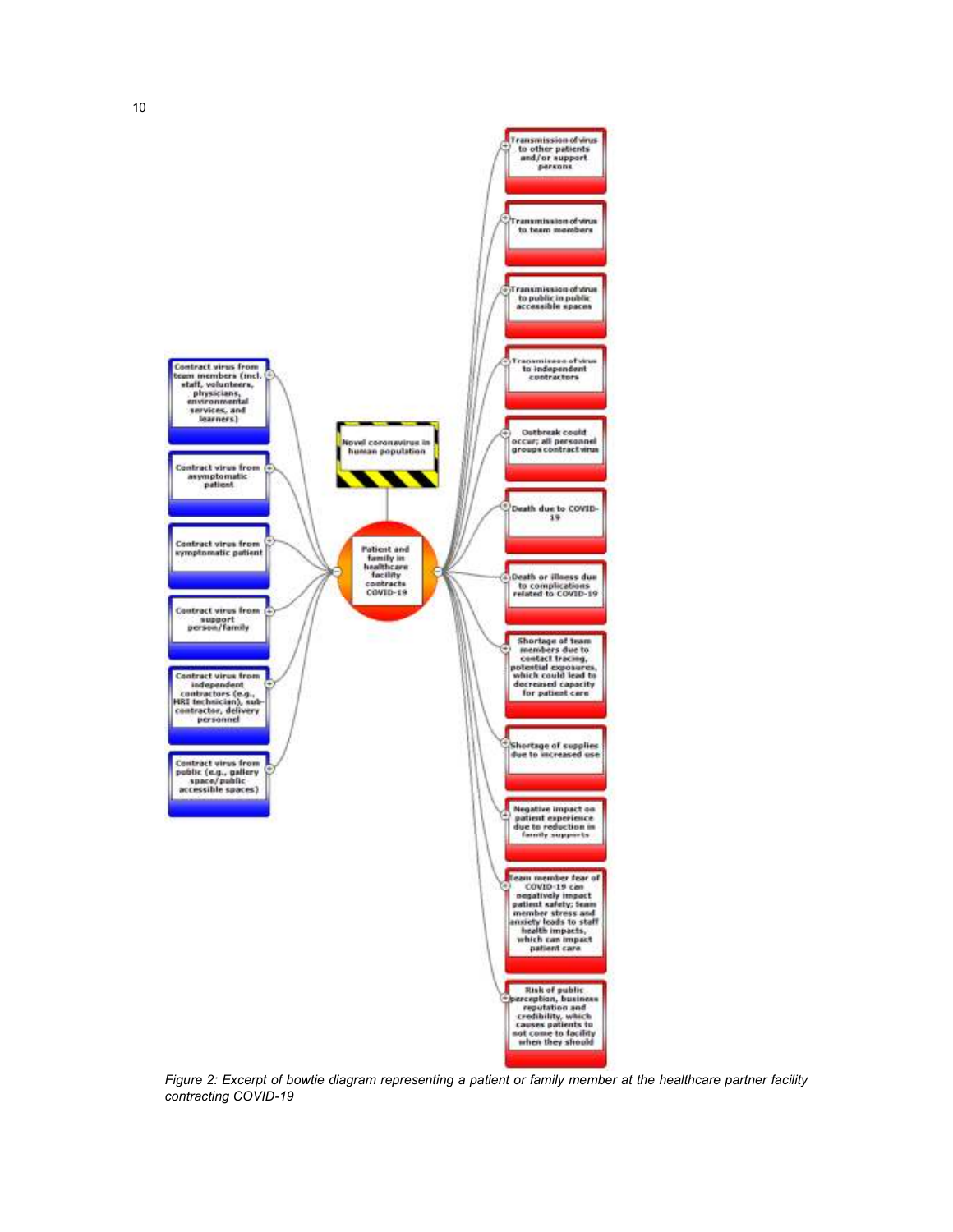Novel coronavirus in human population

Patient and family in healthcare facility contracts COVID-19

Contract virus from team members (incl. staff, volunteers, physicians, environmental services, and learners)

Contract virus from asymptomatic patient

Contract virus from symptomatic patient

Contract virus from support person/family

Contract virus from independent contractors (e.g., MRI technician), sub-contractor, delivery personnel

Contract virus from public (e.g., gallery space/public accessible spaces)

Transmission of virus to other patients and/or support persons

Transmission of virus to team members

Transmission of virus to public in public accessible spaces

Transmission of virus to independent contractors

Outbreak could occur; all personnel groups contract virus

Death due to COVID-19

Death or illness due to complications related to COVID-19

Shortage of team members due to contact tracing, potential exposures, which could lead to decreased capacity for patient care

Shortage of supplies due to increased use

Negative impact on patient experience due to reduction in family supports

Team member fear of COVID-19 can negatively impact patient safety; team member stress and anxiety leads to staff health impacts, which can impact patient care

Risk of public perception, business reputation and credibility, which causes patients to not come to facility when they should

*Figure 2: Excerpt of bowtie diagram representing a patient or family member at the healthcare partner facility contracting COVID-19*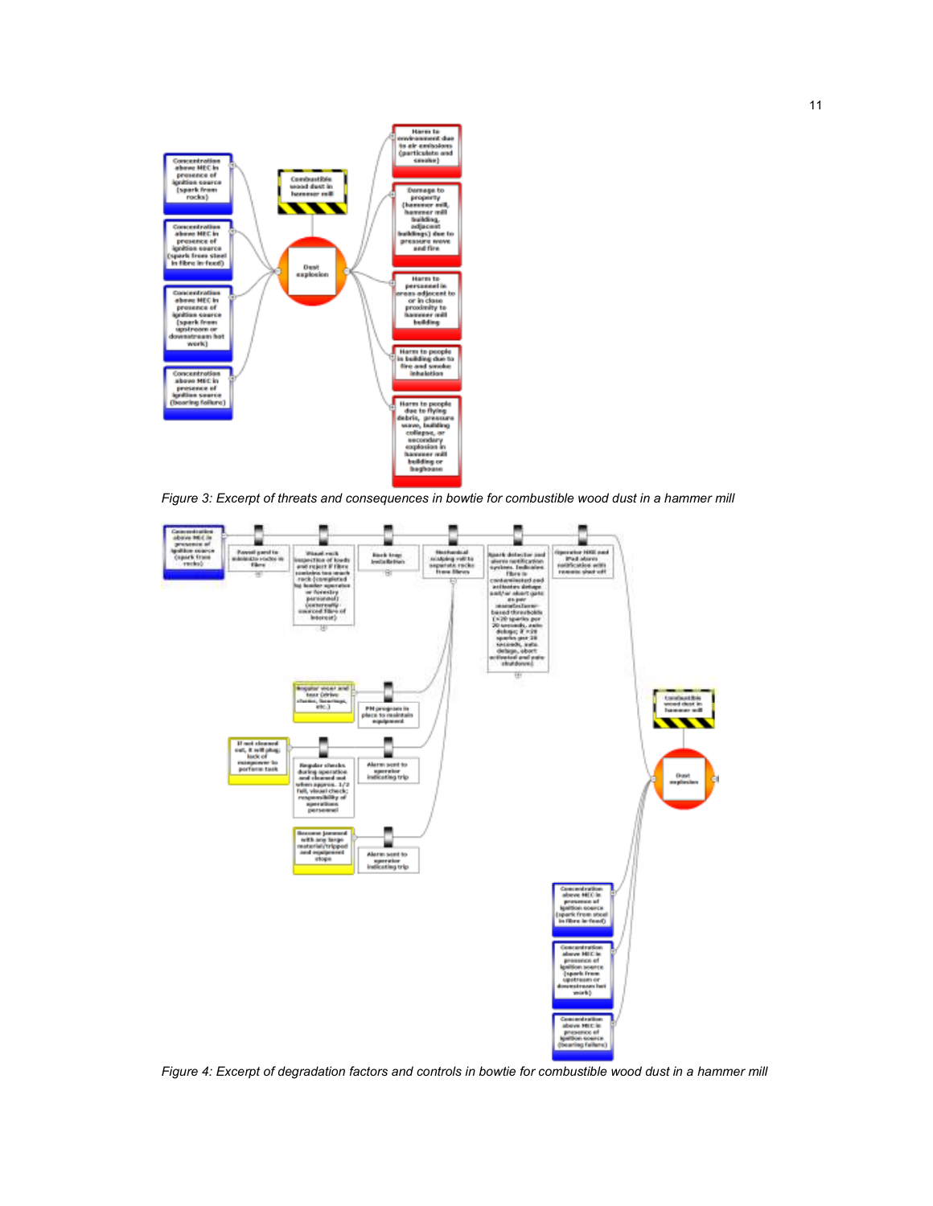Figure 3: Excerpt of threats and consequences in bowtie for combustible wood dust in a hammer mill

Figure 4: Excerpt of degradation factors and controls in bowtie for combustible wood dust in a hammer mill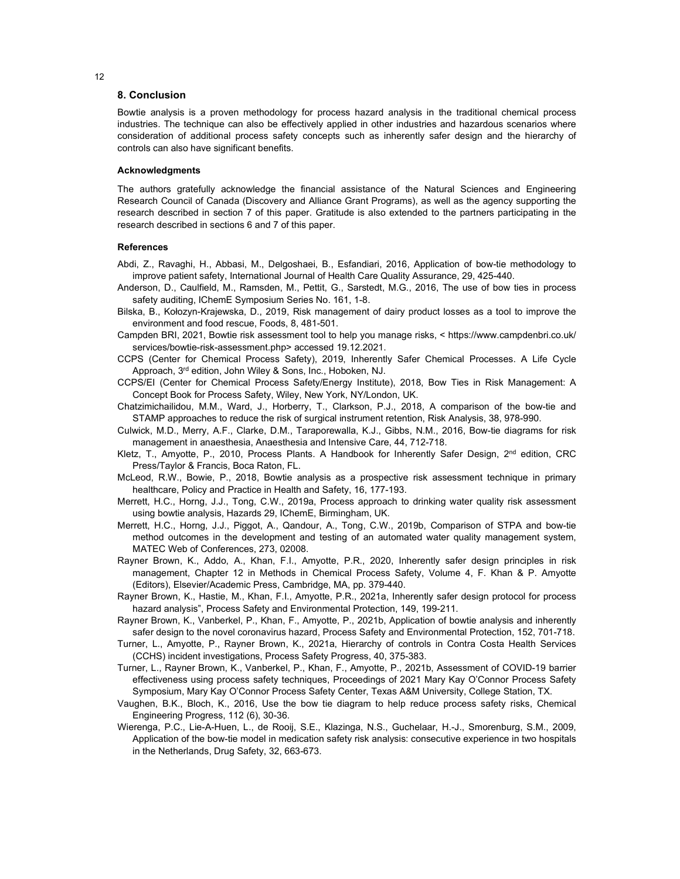## 8. Conclusion

Bowtie analysis is a proven methodology for process hazard analysis in the traditional chemical process industries. The technique can also be effectively applied in other industries and hazardous scenarios where consideration of additional process safety concepts such as inherently safer design and the hierarchy of controls can also have significant benefits.

### Acknowledgments

The authors gratefully acknowledge the financial assistance of the Natural Sciences and Engineering Research Council of Canada (Discovery and Alliance Grant Programs), as well as the agency supporting the research described in section 7 of this paper. Gratitude is also extended to the partners participating in the research described in sections 6 and 7 of this paper.

### References

Abdi, Z., Ravaghi, H., Abbasi, M., Delgoshaei, B., Esfandiari, 2016, Application of bow-tie methodology to improve patient safety, International Journal of Health Care Quality Assurance, 29, 425-440.

Anderson, D., Caulfield, M., Ramsden, M., Pettit, G., Sarstedt, M.G., 2016, The use of bow ties in process safety auditing, IChemE Symposium Series No. 161, 1-8.

Bilska, B., Kołozyn-Krajewska, D., 2019, Risk management of dairy product losses as a tool to improve the environment and food rescue, Foods, 8, 481-501.

Campden BRI, 2021, Bowtie risk assessment tool to help you manage risks, < https://www.campdenbri.co.uk/services/bowtie-risk-assessment.php> accessed 19.12.2021.

CCPS (Center for Chemical Process Safety), 2019, Inherently Safer Chemical Processes. A Life Cycle Approach, 3rd edition, John Wiley & Sons, Inc., Hoboken, NJ.

CCPS/EI (Center for Chemical Process Safety/Energy Institute), 2018, Bow Ties in Risk Management: A Concept Book for Process Safety, Wiley, New York, NY/London, UK.

Chatzimichailidou, M.M., Ward, J., Horberry, T., Clarkson, P.J., 2018, A comparison of the bow-tie and STAMP approaches to reduce the risk of surgical instrument retention, Risk Analysis, 38, 978-990.

Culwick, M.D., Merry, A.F., Clarke, D.M., Taraporewalla, K.J., Gibbs, N.M., 2016, Bow-tie diagrams for risk management in anaesthesia, Anaesthesia and Intensive Care, 44, 712-718.

Kletz, T., Amyotte, P., 2010, Process Plants. A Handbook for Inherently Safer Design, 2nd edition, CRC Press/Taylor & Francis, Boca Raton, FL.

McLeod, R.W., Bowie, P., 2018, Bowtie analysis as a prospective risk assessment technique in primary healthcare, Policy and Practice in Health and Safety, 16, 177-193.

Merrett, H.C., Horng, J.J., Tong, C.W., 2019a, Process approach to drinking water quality risk assessment using bowtie analysis, Hazards 29, IChemE, Birmingham, UK.

Merrett, H.C., Horng, J.J., Piggot, A., Qandour, A., Tong, C.W., 2019b, Comparison of STPA and bow-tie method outcomes in the development and testing of an automated water quality management system, MATEC Web of Conferences, 273, 02008.

Rayner Brown, K., Addo, A., Khan, F.I., Amyotte, P.R., 2020, Inherently safer design principles in risk management, Chapter 12 in Methods in Chemical Process Safety, Volume 4, F. Khan & P. Amyotte (Editors), Elsevier/Academic Press, Cambridge, MA, pp. 379-440.

Rayner Brown, K., Hastie, M., Khan, F.I., Amyotte, P.R., 2021a, Inherently safer design protocol for process hazard analysis", Process Safety and Environmental Protection, 149, 199-211.

Rayner Brown, K., Vanberkel, P., Khan, F., Amyotte, P., 2021b, Application of bowtie analysis and inherently safer design to the novel coronavirus hazard, Process Safety and Environmental Protection, 152, 701-718.

Turner, L., Amyotte, P., Rayner Brown, K., 2021a, Hierarchy of controls in Contra Costa Health Services (CCHS) incident investigations, Process Safety Progress, 40, 375-383.

Turner, L., Rayner Brown, K., Vanberkel, P., Khan, F., Amyotte, P., 2021b, Assessment of COVID-19 barrier effectiveness using process safety techniques, Proceedings of 2021 Mary Kay O'Connor Process Safety Symposium, Mary Kay O'Connor Process Safety Center, Texas A&M University, College Station, TX.

Vaughen, B.K., Bloch, K., 2016, Use the bow tie diagram to help reduce process safety risks, Chemical Engineering Progress, 112 (6), 30-36.

Wierenga, P.C., Lie-A-Huen, L., de Rooij, S.E., Klazinga, N.S., Guchelaar, H.-J., Smorenburg, S.M., 2009, Application of the bow-tie model in medication safety risk analysis: consecutive experience in two hospitals in the Netherlands, Drug Safety, 32, 663-673.